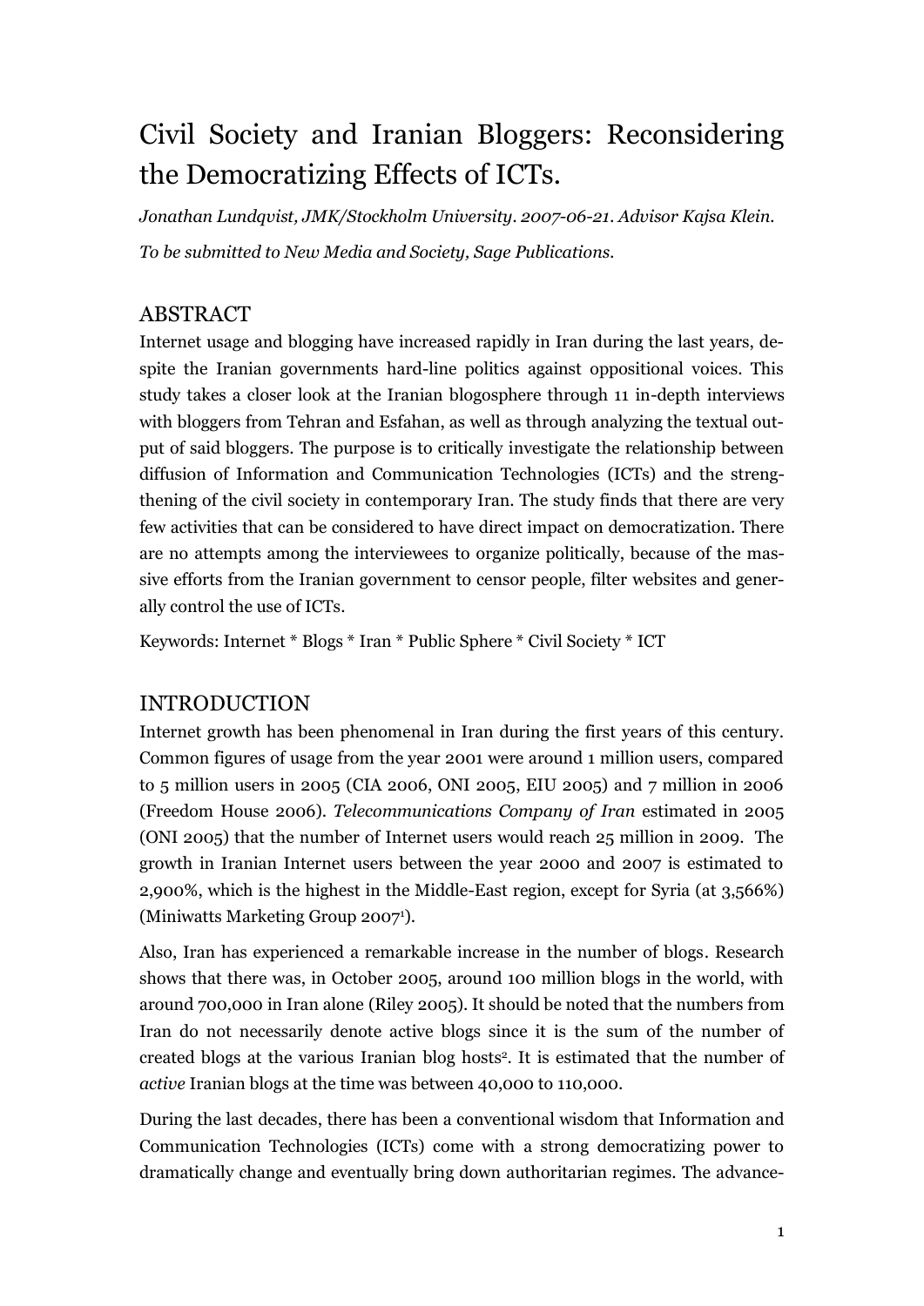# Civil Society and Iranian Bloggers: Reconsidering the Democratizing Effects of ICTs.

*Jonathan Lundqvist, JMK/Stockholm University. 2007-06-21. Advisor Kajsa Klein.*

*To be submitted to New Media and Society, Sage Publications.*

## ABSTRACT

Internet usage and blogging have increased rapidly in Iran during the last years, despite the Iranian governments hard-line politics against oppositional voices. This study takes a closer look at the Iranian blogosphere through 11 in-depth interviews with bloggers from Tehran and Esfahan, as well as through analyzing the textual output of said bloggers. The purpose is to critically investigate the relationship between diffusion of Information and Communication Technologies (ICTs) and the strengthening of the civil society in contemporary Iran. The study finds that there are very few activities that can be considered to have direct impact on democratization. There are no attempts among the interviewees to organize politically, because of the massive efforts from the Iranian government to censor people, filter websites and generally control the use of ICTs.

Keywords: Internet * Blogs * Iran * Public Sphere * Civil Society * ICT

## INTRODUCTION

Internet growth has been phenomenal in Iran during the first years of this century. Common figures of usage from the year 2001 were around 1 million users, compared to 5 million users in 2005 (CIA 2006, ONI 2005, EIU 2005) and 7 million in 2006 (Freedom House 2006). *Telecommunications Company of Iran* estimated in 2005 (ONI 2005) that the number of Internet users would reach 25 million in 2009. The growth in Iranian Internet users between the year 2000 and 2007 is estimated to 2,900%, which is the highest in the Middle-East region, except for Syria (at 3,566%) (Miniwatts Marketing Group 2007[1]).

Also, Iran has experienced a remarkable increase in the number of blogs. Research shows that there was, in October 2005, around 100 million blogs in the world, with around 700,000 in Iran alone (Riley 2005). It should be noted that the numbers from Iran do not necessarily denote active blogs since it is the sum of the number of created blogs at the various Iranian blog hosts[2]. It is estimated that the number of *active* Iranian blogs at the time was between 40,000 to 110,000.

During the last decades, there has been a conventional wisdom that Information and Communication Technologies (ICTs) come with a strong democratizing power to dramatically change and eventually bring down authoritarian regimes. The advance-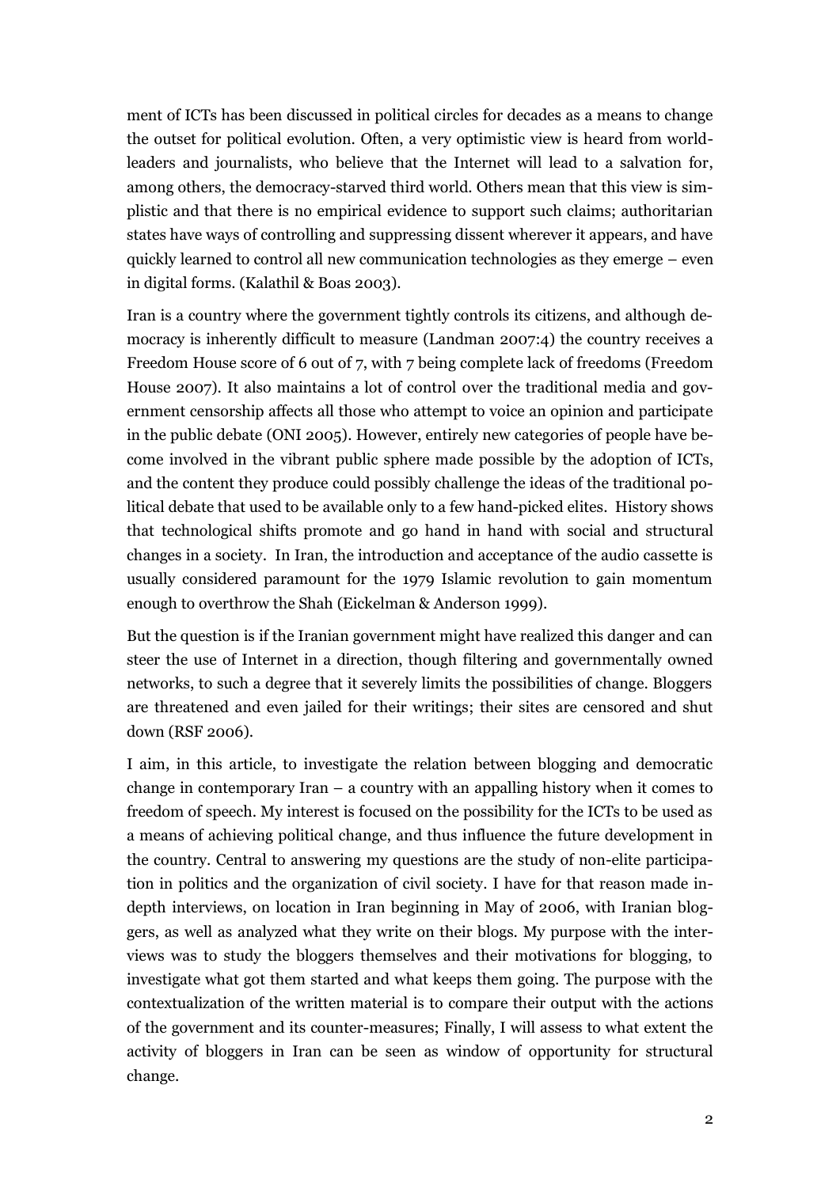ment of ICTs has been discussed in political circles for decades as a means to change the outset for political evolution. Often, a very optimistic view is heard from world-leaders and journalists, who believe that the Internet will lead to a salvation for, among others, the democracy-starved third world. Others mean that this view is simplistic and that there is no empirical evidence to support such claims; authoritarian states have ways of controlling and suppressing dissent wherever it appears, and have quickly learned to control all new communication technologies as they emerge – even in digital forms. (Kalathil & Boas 2003).

Iran is a country where the government tightly controls its citizens, and although democracy is inherently difficult to measure (Landman 2007:4) the country receives a Freedom House score of 6 out of 7, with 7 being complete lack of freedoms (Freedom House 2007). It also maintains a lot of control over the traditional media and government censorship affects all those who attempt to voice an opinion and participate in the public debate (ONI 2005). However, entirely new categories of people have become involved in the vibrant public sphere made possible by the adoption of ICTs, and the content they produce could possibly challenge the ideas of the traditional political debate that used to be available only to a few hand-picked elites. History shows that technological shifts promote and go hand in hand with social and structural changes in a society. In Iran, the introduction and acceptance of the audio cassette is usually considered paramount for the 1979 Islamic revolution to gain momentum enough to overthrow the Shah (Eickelman & Anderson 1999).

But the question is if the Iranian government might have realized this danger and can steer the use of Internet in a direction, though filtering and governmentally owned networks, to such a degree that it severely limits the possibilities of change. Bloggers are threatened and even jailed for their writings; their sites are censored and shut down (RSF 2006).

I aim, in this article, to investigate the relation between blogging and democratic change in contemporary Iran – a country with an appalling history when it comes to freedom of speech. My interest is focused on the possibility for the ICTs to be used as a means of achieving political change, and thus influence the future development in the country. Central to answering my questions are the study of non-elite participation in politics and the organization of civil society. I have for that reason made in-depth interviews, on location in Iran beginning in May of 2006, with Iranian bloggers, as well as analyzed what they write on their blogs. My purpose with the interviews was to study the bloggers themselves and their motivations for blogging, to investigate what got them started and what keeps them going. The purpose with the contextualization of the written material is to compare their output with the actions of the government and its counter-measures; Finally, I will assess to what extent the activity of bloggers in Iran can be seen as window of opportunity for structural change.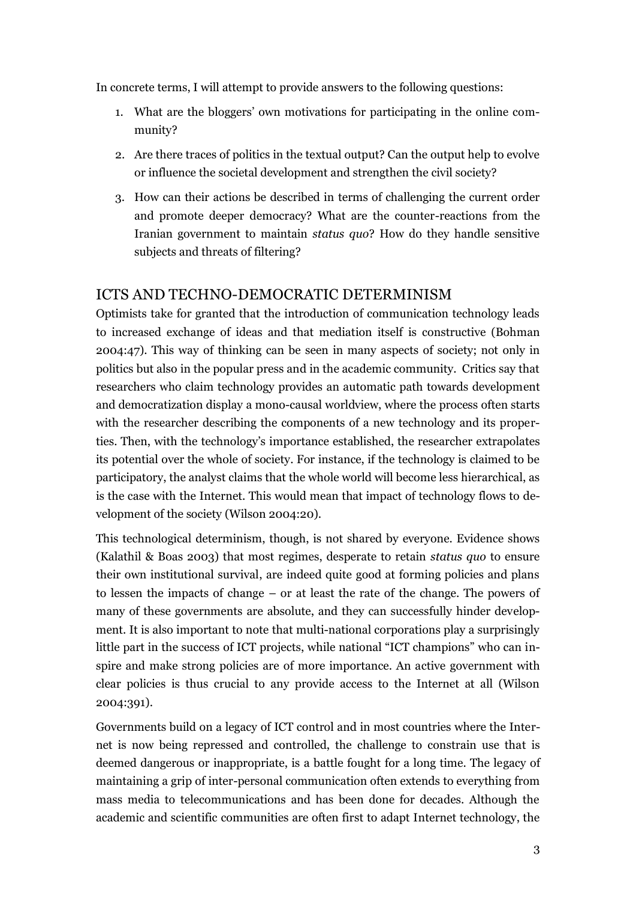In concrete terms, I will attempt to provide answers to the following questions:

1. What are the bloggers' own motivations for participating in the online community?
2. Are there traces of politics in the textual output? Can the output help to evolve or influence the societal development and strengthen the civil society?
3. How can their actions be described in terms of challenging the current order and promote deeper democracy? What are the counter-reactions from the Iranian government to maintain *status quo*? How do they handle sensitive subjects and threats of filtering?

## ICTS AND TECHNO-DEMOCRATIC DETERMINISM

Optimists take for granted that the introduction of communication technology leads to increased exchange of ideas and that mediation itself is constructive (Bohman 2004:47). This way of thinking can be seen in many aspects of society; not only in politics but also in the popular press and in the academic community. Critics say that researchers who claim technology provides an automatic path towards development and democratization display a mono-causal worldview, where the process often starts with the researcher describing the components of a new technology and its properties. Then, with the technology's importance established, the researcher extrapolates its potential over the whole of society. For instance, if the technology is claimed to be participatory, the analyst claims that the whole world will become less hierarchical, as is the case with the Internet. This would mean that impact of technology flows to development of the society (Wilson 2004:20).

This technological determinism, though, is not shared by everyone. Evidence shows (Kalathil & Boas 2003) that most regimes, desperate to retain *status quo* to ensure their own institutional survival, are indeed quite good at forming policies and plans to lessen the impacts of change – or at least the rate of the change. The powers of many of these governments are absolute, and they can successfully hinder development. It is also important to note that multi-national corporations play a surprisingly little part in the success of ICT projects, while national "ICT champions" who can inspire and make strong policies are of more importance. An active government with clear policies is thus crucial to any provide access to the Internet at all (Wilson 2004:391).

Governments build on a legacy of ICT control and in most countries where the Internet is now being repressed and controlled, the challenge to constrain use that is deemed dangerous or inappropriate, is a battle fought for a long time. The legacy of maintaining a grip of inter-personal communication often extends to everything from mass media to telecommunications and has been done for decades. Although the academic and scientific communities are often first to adapt Internet technology, the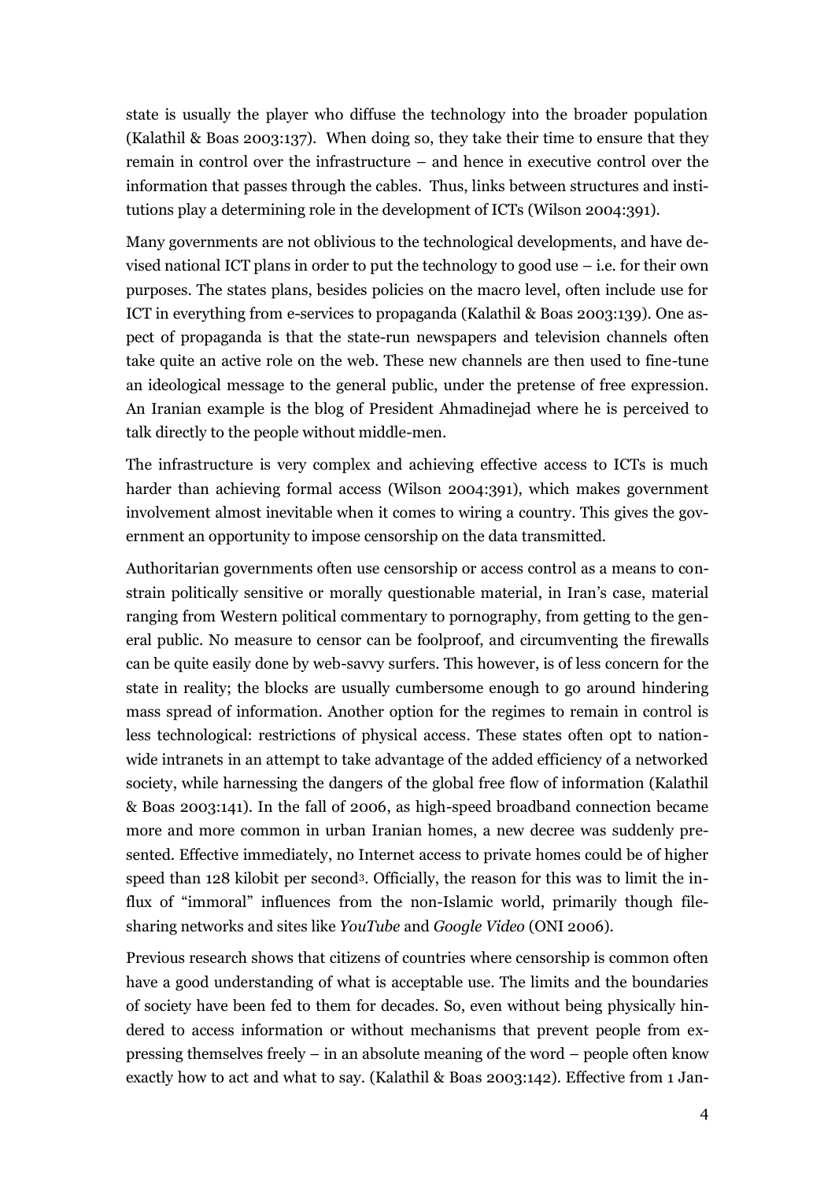state is usually the player who diffuse the technology into the broader population (Kalathil & Boas 2003:137). When doing so, they take their time to ensure that they remain in control over the infrastructure – and hence in executive control over the information that passes through the cables. Thus, links between structures and institutions play a determining role in the development of ICTs (Wilson 2004:391).

Many governments are not oblivious to the technological developments, and have devised national ICT plans in order to put the technology to good use – i.e. for their own purposes. The states plans, besides policies on the macro level, often include use for ICT in everything from e-services to propaganda (Kalathil & Boas 2003:139). One aspect of propaganda is that the state-run newspapers and television channels often take quite an active role on the web. These new channels are then used to fine-tune an ideological message to the general public, under the pretense of free expression. An Iranian example is the blog of President Ahmadinejad where he is perceived to talk directly to the people without middle-men.

The infrastructure is very complex and achieving effective access to ICTs is much harder than achieving formal access (Wilson 2004:391), which makes government involvement almost inevitable when it comes to wiring a country. This gives the government an opportunity to impose censorship on the data transmitted.

Authoritarian governments often use censorship or access control as a means to constrain politically sensitive or morally questionable material, in Iran's case, material ranging from Western political commentary to pornography, from getting to the general public. No measure to censor can be foolproof, and circumventing the firewalls can be quite easily done by web-savvy surfers. This however, is of less concern for the state in reality; the blocks are usually cumbersome enough to go around hindering mass spread of information. Another option for the regimes to remain in control is less technological: restrictions of physical access. These states often opt to nation-wide intranets in an attempt to take advantage of the added efficiency of a networked society, while harnessing the dangers of the global free flow of information (Kalathil & Boas 2003:141). In the fall of 2006, as high-speed broadband connection became more and more common in urban Iranian homes, a new decree was suddenly presented. Effective immediately, no Internet access to private homes could be of higher speed than 128 kilobit per second[3]. Officially, the reason for this was to limit the influx of "immoral" influences from the non-Islamic world, primarily though file-sharing networks and sites like *YouTube* and *Google Video* (ONI 2006).

Previous research shows that citizens of countries where censorship is common often have a good understanding of what is acceptable use. The limits and the boundaries of society have been fed to them for decades. So, even without being physically hindered to access information or without mechanisms that prevent people from expressing themselves freely – in an absolute meaning of the word – people often know exactly how to act and what to say. (Kalathil & Boas 2003:142). Effective from 1 Jan-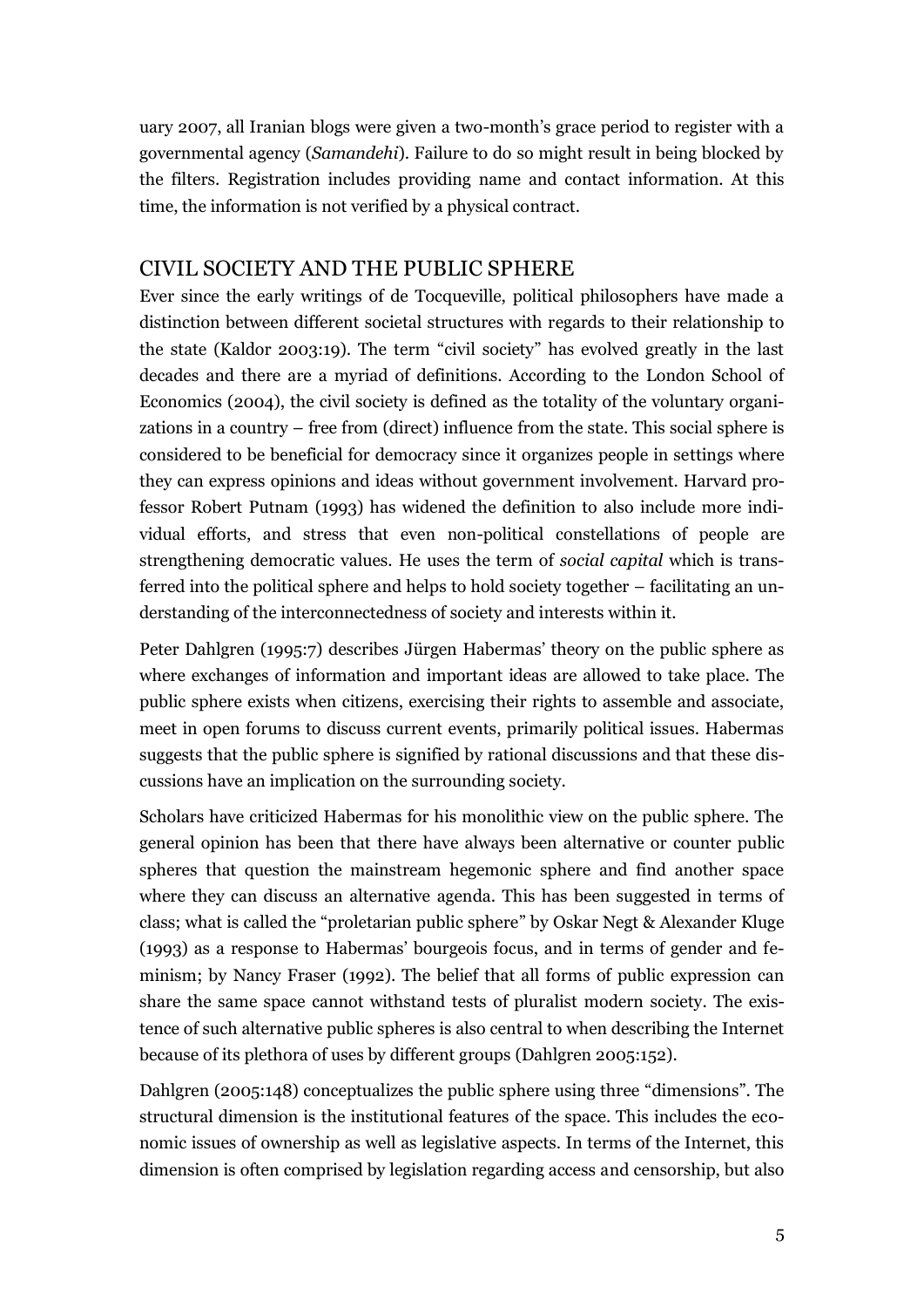uary 2007, all Iranian blogs were given a two-month's grace period to register with a governmental agency (*Samandehi*). Failure to do so might result in being blocked by the filters. Registration includes providing name and contact information. At this time, the information is not verified by a physical contract.

## CIVIL SOCIETY AND THE PUBLIC SPHERE

Ever since the early writings of de Tocqueville, political philosophers have made a distinction between different societal structures with regards to their relationship to the state (Kaldor 2003:19). The term "civil society" has evolved greatly in the last decades and there are a myriad of definitions. According to the London School of Economics (2004), the civil society is defined as the totality of the voluntary organizations in a country – free from (direct) influence from the state. This social sphere is considered to be beneficial for democracy since it organizes people in settings where they can express opinions and ideas without government involvement. Harvard professor Robert Putnam (1993) has widened the definition to also include more individual efforts, and stress that even non-political constellations of people are strengthening democratic values. He uses the term of *social capital* which is transferred into the political sphere and helps to hold society together – facilitating an understanding of the interconnectedness of society and interests within it.

Peter Dahlgren (1995:7) describes Jürgen Habermas' theory on the public sphere as where exchanges of information and important ideas are allowed to take place. The public sphere exists when citizens, exercising their rights to assemble and associate, meet in open forums to discuss current events, primarily political issues. Habermas suggests that the public sphere is signified by rational discussions and that these discussions have an implication on the surrounding society.

Scholars have criticized Habermas for his monolithic view on the public sphere. The general opinion has been that there have always been alternative or counter public spheres that question the mainstream hegemonic sphere and find another space where they can discuss an alternative agenda. This has been suggested in terms of class; what is called the "proletarian public sphere" by Oskar Negt & Alexander Kluge (1993) as a response to Habermas' bourgeois focus, and in terms of gender and feminism; by Nancy Fraser (1992). The belief that all forms of public expression can share the same space cannot withstand tests of pluralist modern society. The existence of such alternative public spheres is also central to when describing the Internet because of its plethora of uses by different groups (Dahlgren 2005:152).

Dahlgren (2005:148) conceptualizes the public sphere using three "dimensions". The structural dimension is the institutional features of the space. This includes the economic issues of ownership as well as legislative aspects. In terms of the Internet, this dimension is often comprised by legislation regarding access and censorship, but also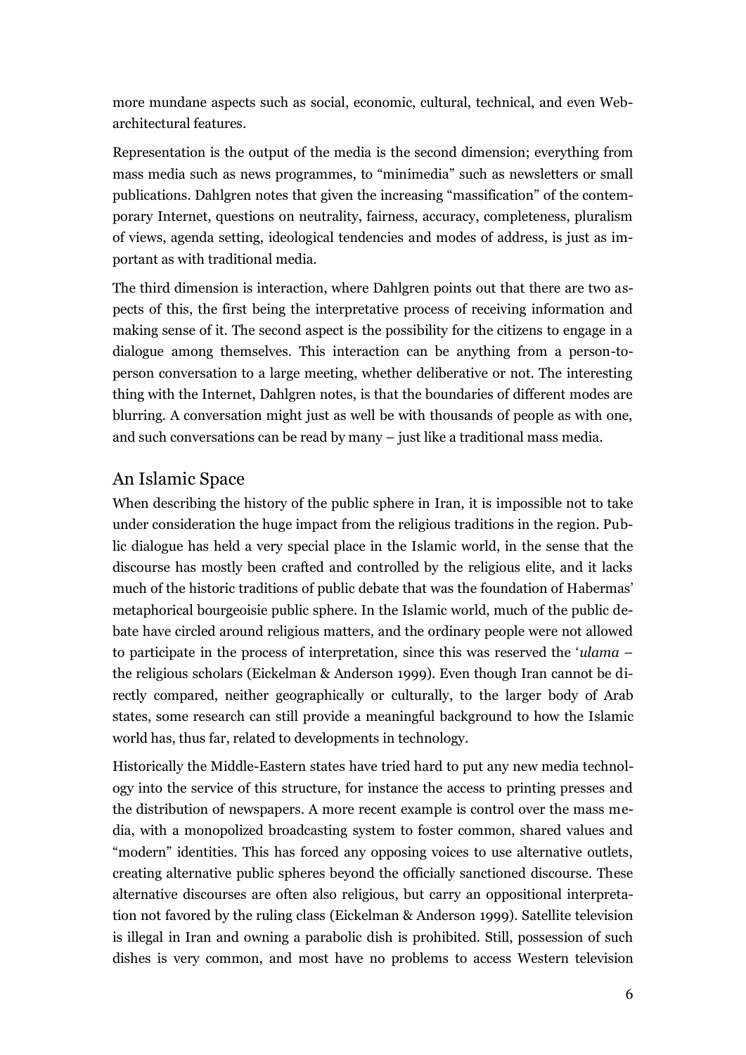more mundane aspects such as social, economic, cultural, technical, and even Web-architectural features.

Representation is the output of the media is the second dimension; everything from mass media such as news programmes, to "minimedia" such as newsletters or small publications. Dahlgren notes that given the increasing "massification" of the contemporary Internet, questions on neutrality, fairness, accuracy, completeness, pluralism of views, agenda setting, ideological tendencies and modes of address, is just as important as with traditional media.

The third dimension is interaction, where Dahlgren points out that there are two aspects of this, the first being the interpretative process of receiving information and making sense of it. The second aspect is the possibility for the citizens to engage in a dialogue among themselves. This interaction can be anything from a person-to-person conversation to a large meeting, whether deliberative or not. The interesting thing with the Internet, Dahlgren notes, is that the boundaries of different modes are blurring. A conversation might just as well be with thousands of people as with one, and such conversations can be read by many – just like a traditional mass media.

## An Islamic Space

When describing the history of the public sphere in Iran, it is impossible not to take under consideration the huge impact from the religious traditions in the region. Public dialogue has held a very special place in the Islamic world, in the sense that the discourse has mostly been crafted and controlled by the religious elite, and it lacks much of the historic traditions of public debate that was the foundation of Habermas' metaphorical bourgeoisie public sphere. In the Islamic world, much of the public debate have circled around religious matters, and the ordinary people were not allowed to participate in the process of interpretation, since this was reserved the '*ulama* – the religious scholars (Eickelman & Anderson 1999). Even though Iran cannot be directly compared, neither geographically or culturally, to the larger body of Arab states, some research can still provide a meaningful background to how the Islamic world has, thus far, related to developments in technology.

Historically the Middle-Eastern states have tried hard to put any new media technology into the service of this structure, for instance the access to printing presses and the distribution of newspapers. A more recent example is control over the mass media, with a monopolized broadcasting system to foster common, shared values and "modern" identities. This has forced any opposing voices to use alternative outlets, creating alternative public spheres beyond the officially sanctioned discourse. These alternative discourses are often also religious, but carry an oppositional interpretation not favored by the ruling class (Eickelman & Anderson 1999). Satellite television is illegal in Iran and owning a parabolic dish is prohibited. Still, possession of such dishes is very common, and most have no problems to access Western television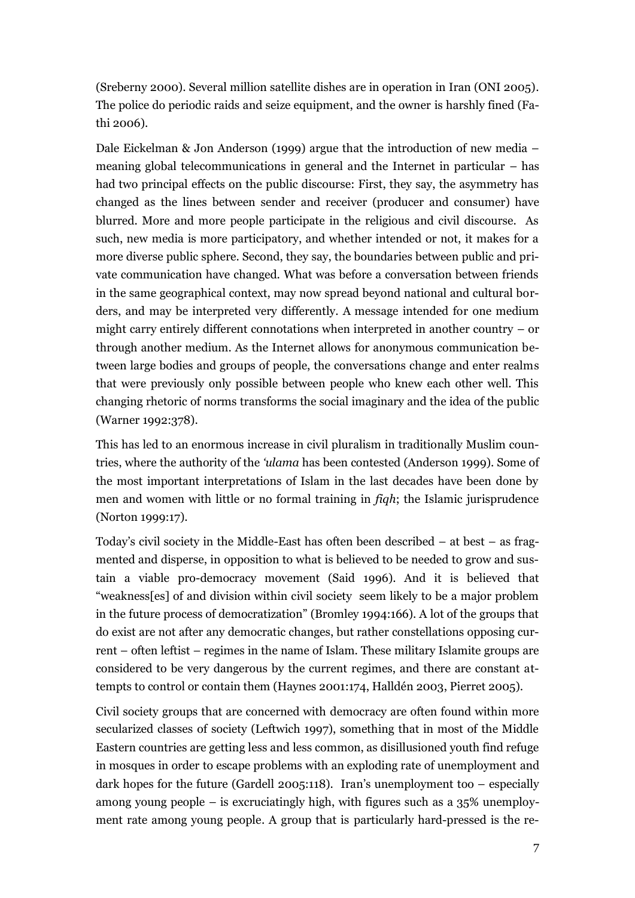(Sreberny 2000). Several million satellite dishes are in operation in Iran (ONI 2005). The police do periodic raids and seize equipment, and the owner is harshly fined (Fathi 2006).

Dale Eickelman & Jon Anderson (1999) argue that the introduction of new media – meaning global telecommunications in general and the Internet in particular – has had two principal effects on the public discourse: First, they say, the asymmetry has changed as the lines between sender and receiver (producer and consumer) have blurred. More and more people participate in the religious and civil discourse. As such, new media is more participatory, and whether intended or not, it makes for a more diverse public sphere. Second, they say, the boundaries between public and private communication have changed. What was before a conversation between friends in the same geographical context, may now spread beyond national and cultural borders, and may be interpreted very differently. A message intended for one medium might carry entirely different connotations when interpreted in another country – or through another medium. As the Internet allows for anonymous communication between large bodies and groups of people, the conversations change and enter realms that were previously only possible between people who knew each other well. This changing rhetoric of norms transforms the social imaginary and the idea of the public (Warner 1992:378).

This has led to an enormous increase in civil pluralism in traditionally Muslim countries, where the authority of the *'ulama* has been contested (Anderson 1999). Some of the most important interpretations of Islam in the last decades have been done by men and women with little or no formal training in *fiqh*; the Islamic jurisprudence (Norton 1999:17).

Today's civil society in the Middle-East has often been described – at best – as fragmented and disperse, in opposition to what is believed to be needed to grow and sustain a viable pro-democracy movement (Said 1996). And it is believed that "weakness[es] of and division within civil society seem likely to be a major problem in the future process of democratization" (Bromley 1994:166). A lot of the groups that do exist are not after any democratic changes, but rather constellations opposing current – often leftist – regimes in the name of Islam. These military Islamite groups are considered to be very dangerous by the current regimes, and there are constant attempts to control or contain them (Haynes 2001:174, Halldén 2003, Pierret 2005).

Civil society groups that are concerned with democracy are often found within more secularized classes of society (Leftwich 1997), something that in most of the Middle Eastern countries are getting less and less common, as disillusioned youth find refuge in mosques in order to escape problems with an exploding rate of unemployment and dark hopes for the future (Gardell 2005:118). Iran's unemployment too – especially among young people – is excruciatingly high, with figures such as a 35% unemployment rate among young people. A group that is particularly hard-pressed is the re-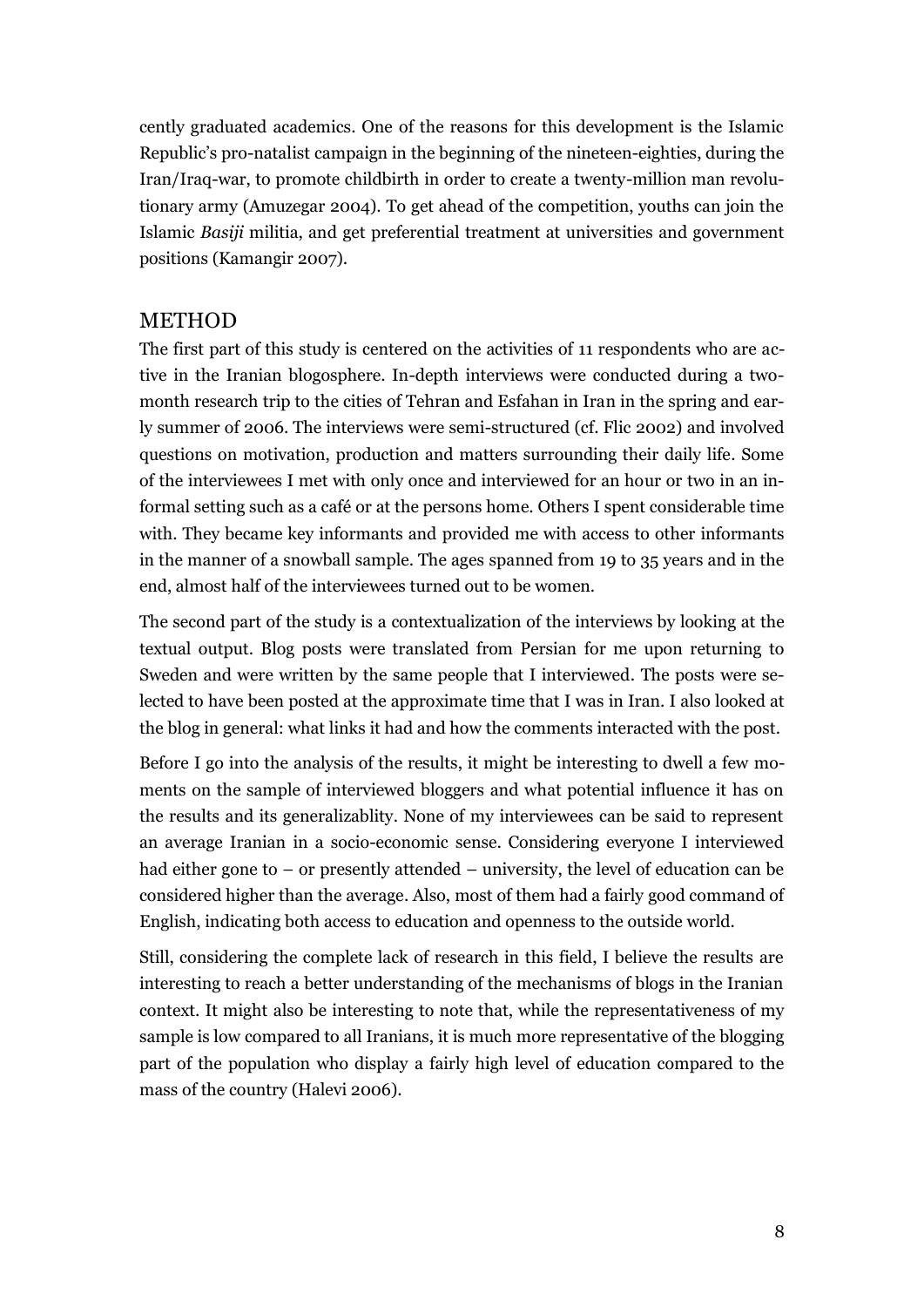cently graduated academics. One of the reasons for this development is the Islamic Republic's pro-natalist campaign in the beginning of the nineteen-eighties, during the Iran/Iraq-war, to promote childbirth in order to create a twenty-million man revolutionary army (Amuzegar 2004). To get ahead of the competition, youths can join the Islamic *Basiji* militia, and get preferential treatment at universities and government positions (Kamangir 2007).

## METHOD

The first part of this study is centered on the activities of 11 respondents who are active in the Iranian blogosphere. In-depth interviews were conducted during a two-month research trip to the cities of Tehran and Esfahan in Iran in the spring and early summer of 2006. The interviews were semi-structured (cf. Flic 2002) and involved questions on motivation, production and matters surrounding their daily life. Some of the interviewees I met with only once and interviewed for an hour or two in an informal setting such as a café or at the persons home. Others I spent considerable time with. They became key informants and provided me with access to other informants in the manner of a snowball sample. The ages spanned from 19 to 35 years and in the end, almost half of the interviewees turned out to be women.

The second part of the study is a contextualization of the interviews by looking at the textual output. Blog posts were translated from Persian for me upon returning to Sweden and were written by the same people that I interviewed. The posts were selected to have been posted at the approximate time that I was in Iran. I also looked at the blog in general: what links it had and how the comments interacted with the post.

Before I go into the analysis of the results, it might be interesting to dwell a few moments on the sample of interviewed bloggers and what potential influence it has on the results and its generalizablity. None of my interviewees can be said to represent an average Iranian in a socio-economic sense. Considering everyone I interviewed had either gone to – or presently attended – university, the level of education can be considered higher than the average. Also, most of them had a fairly good command of English, indicating both access to education and openness to the outside world.

Still, considering the complete lack of research in this field, I believe the results are interesting to reach a better understanding of the mechanisms of blogs in the Iranian context. It might also be interesting to note that, while the representativeness of my sample is low compared to all Iranians, it is much more representative of the blogging part of the population who display a fairly high level of education compared to the mass of the country (Halevi 2006).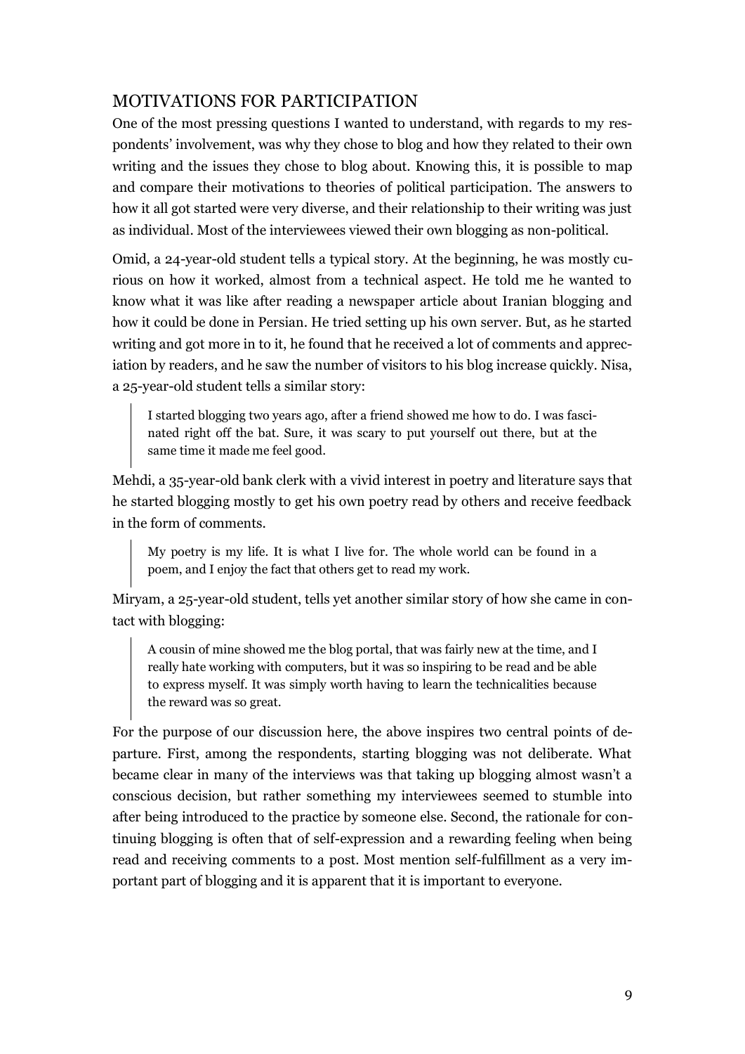## MOTIVATIONS FOR PARTICIPATION

One of the most pressing questions I wanted to understand, with regards to my respondents' involvement, was why they chose to blog and how they related to their own writing and the issues they chose to blog about. Knowing this, it is possible to map and compare their motivations to theories of political participation. The answers to how it all got started were very diverse, and their relationship to their writing was just as individual. Most of the interviewees viewed their own blogging as non-political.

Omid, a 24-year-old student tells a typical story. At the beginning, he was mostly curious on how it worked, almost from a technical aspect. He told me he wanted to know what it was like after reading a newspaper article about Iranian blogging and how it could be done in Persian. He tried setting up his own server. But, as he started writing and got more in to it, he found that he received a lot of comments and appreciation by readers, and he saw the number of visitors to his blog increase quickly. Nisa, a 25-year-old student tells a similar story:

> I started blogging two years ago, after a friend showed me how to do. I was fascinated right off the bat. Sure, it was scary to put yourself out there, but at the same time it made me feel good.

Mehdi, a 35-year-old bank clerk with a vivid interest in poetry and literature says that he started blogging mostly to get his own poetry read by others and receive feedback in the form of comments.

> My poetry is my life. It is what I live for. The whole world can be found in a poem, and I enjoy the fact that others get to read my work.

Miryam, a 25-year-old student, tells yet another similar story of how she came in contact with blogging:

> A cousin of mine showed me the blog portal, that was fairly new at the time, and I really hate working with computers, but it was so inspiring to be read and be able to express myself. It was simply worth having to learn the technicalities because the reward was so great.

For the purpose of our discussion here, the above inspires two central points of departure. First, among the respondents, starting blogging was not deliberate. What became clear in many of the interviews was that taking up blogging almost wasn't a conscious decision, but rather something my interviewees seemed to stumble into after being introduced to the practice by someone else. Second, the rationale for continuing blogging is often that of self-expression and a rewarding feeling when being read and receiving comments to a post. Most mention self-fulfillment as a very important part of blogging and it is apparent that it is important to everyone.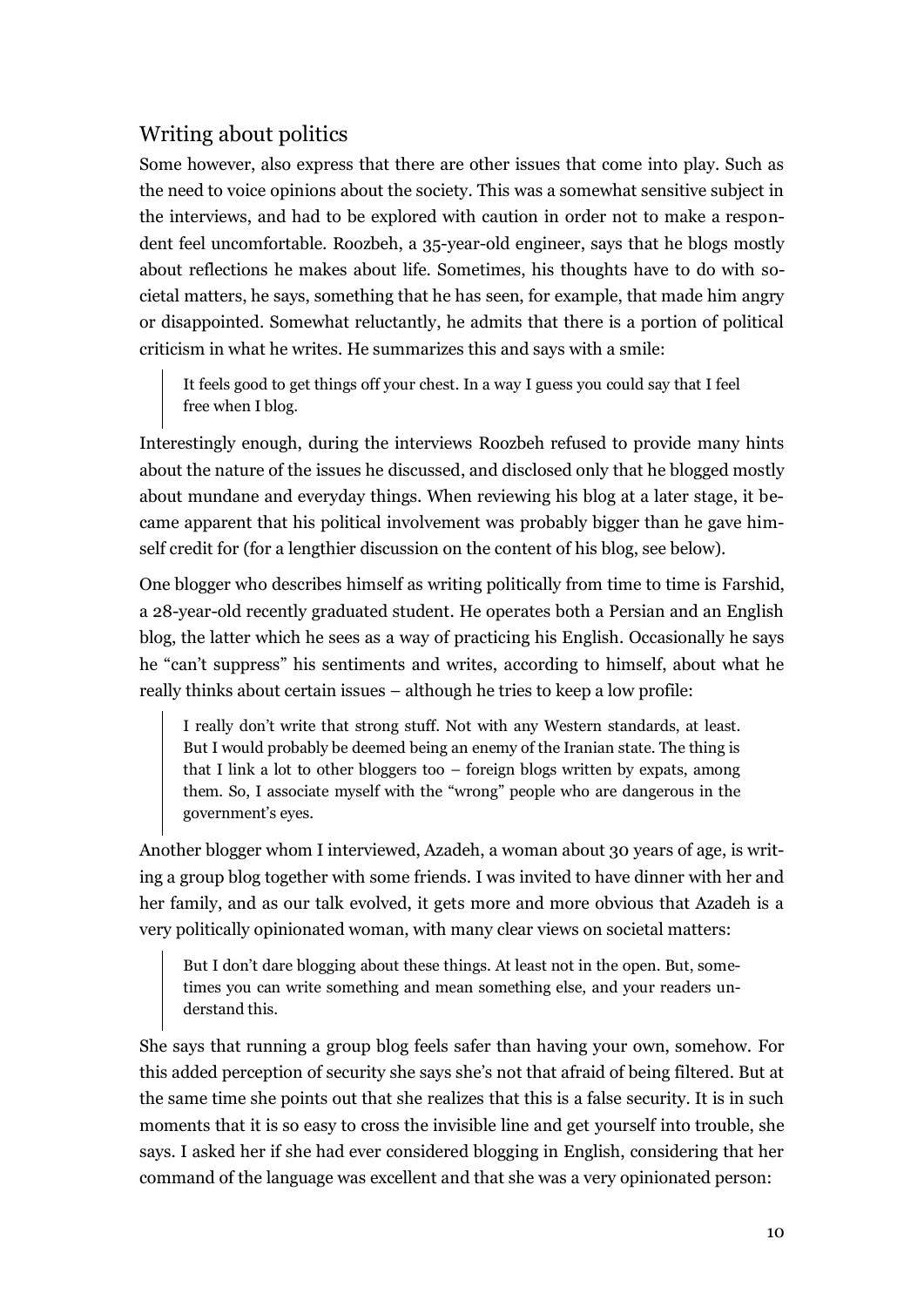## Writing about politics

Some however, also express that there are other issues that come into play. Such as the need to voice opinions about the society. This was a somewhat sensitive subject in the interviews, and had to be explored with caution in order not to make a respondent feel uncomfortable. Roozbeh, a 35-year-old engineer, says that he blogs mostly about reflections he makes about life. Sometimes, his thoughts have to do with societal matters, he says, something that he has seen, for example, that made him angry or disappointed. Somewhat reluctantly, he admits that there is a portion of political criticism in what he writes. He summarizes this and says with a smile:

> It feels good to get things off your chest. In a way I guess you could say that I feel free when I blog.

Interestingly enough, during the interviews Roozbeh refused to provide many hints about the nature of the issues he discussed, and disclosed only that he blogged mostly about mundane and everyday things. When reviewing his blog at a later stage, it became apparent that his political involvement was probably bigger than he gave himself credit for (for a lengthier discussion on the content of his blog, see below).

One blogger who describes himself as writing politically from time to time is Farshid, a 28-year-old recently graduated student. He operates both a Persian and an English blog, the latter which he sees as a way of practicing his English. Occasionally he says he "can't suppress" his sentiments and writes, according to himself, about what he really thinks about certain issues – although he tries to keep a low profile:

> I really don't write that strong stuff. Not with any Western standards, at least. But I would probably be deemed being an enemy of the Iranian state. The thing is that I link a lot to other bloggers too – foreign blogs written by expats, among them. So, I associate myself with the "wrong" people who are dangerous in the government's eyes.

Another blogger whom I interviewed, Azadeh, a woman about 30 years of age, is writing a group blog together with some friends. I was invited to have dinner with her and her family, and as our talk evolved, it gets more and more obvious that Azadeh is a very politically opinionated woman, with many clear views on societal matters:

> But I don't dare blogging about these things. At least not in the open. But, sometimes you can write something and mean something else, and your readers understand this.

She says that running a group blog feels safer than having your own, somehow. For this added perception of security she says she's not that afraid of being filtered. But at the same time she points out that she realizes that this is a false security. It is in such moments that it is so easy to cross the invisible line and get yourself into trouble, she says. I asked her if she had ever considered blogging in English, considering that her command of the language was excellent and that she was a very opinionated person: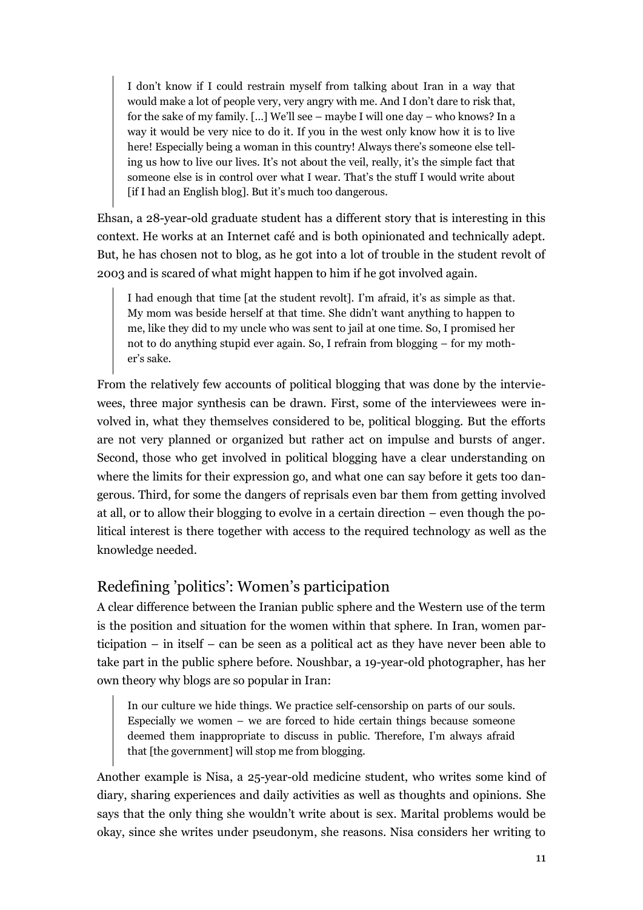> I don't know if I could restrain myself from talking about Iran in a way that would make a lot of people very, very angry with me. And I don't dare to risk that, for the sake of my family. [...] We'll see – maybe I will one day – who knows? In a way it would be very nice to do it. If you in the west only know how it is to live here! Especially being a woman in this country! Always there's someone else telling us how to live our lives. It's not about the veil, really, it's the simple fact that someone else is in control over what I wear. That's the stuff I would write about [if I had an English blog]. But it's much too dangerous.

Ehsan, a 28-year-old graduate student has a different story that is interesting in this context. He works at an Internet café and is both opinionated and technically adept. But, he has chosen not to blog, as he got into a lot of trouble in the student revolt of 2003 and is scared of what might happen to him if he got involved again.

> I had enough that time [at the student revolt]. I'm afraid, it's as simple as that. My mom was beside herself at that time. She didn't want anything to happen to me, like they did to my uncle who was sent to jail at one time. So, I promised her not to do anything stupid ever again. So, I refrain from blogging – for my mother's sake.

From the relatively few accounts of political blogging that was done by the interviewees, three major synthesis can be drawn. First, some of the interviewees were involved in, what they themselves considered to be, political blogging. But the efforts are not very planned or organized but rather act on impulse and bursts of anger. Second, those who get involved in political blogging have a clear understanding on where the limits for their expression go, and what one can say before it gets too dangerous. Third, for some the dangers of reprisals even bar them from getting involved at all, or to allow their blogging to evolve in a certain direction – even though the political interest is there together with access to the required technology as well as the knowledge needed.

## Redefining 'politics': Women's participation

A clear difference between the Iranian public sphere and the Western use of the term is the position and situation for the women within that sphere. In Iran, women participation – in itself – can be seen as a political act as they have never been able to take part in the public sphere before. Noushbar, a 19-year-old photographer, has her own theory why blogs are so popular in Iran:

> In our culture we hide things. We practice self-censorship on parts of our souls. Especially we women – we are forced to hide certain things because someone deemed them inappropriate to discuss in public. Therefore, I'm always afraid that [the government] will stop me from blogging.

Another example is Nisa, a 25-year-old medicine student, who writes some kind of diary, sharing experiences and daily activities as well as thoughts and opinions. She says that the only thing she wouldn't write about is sex. Marital problems would be okay, since she writes under pseudonym, she reasons. Nisa considers her writing to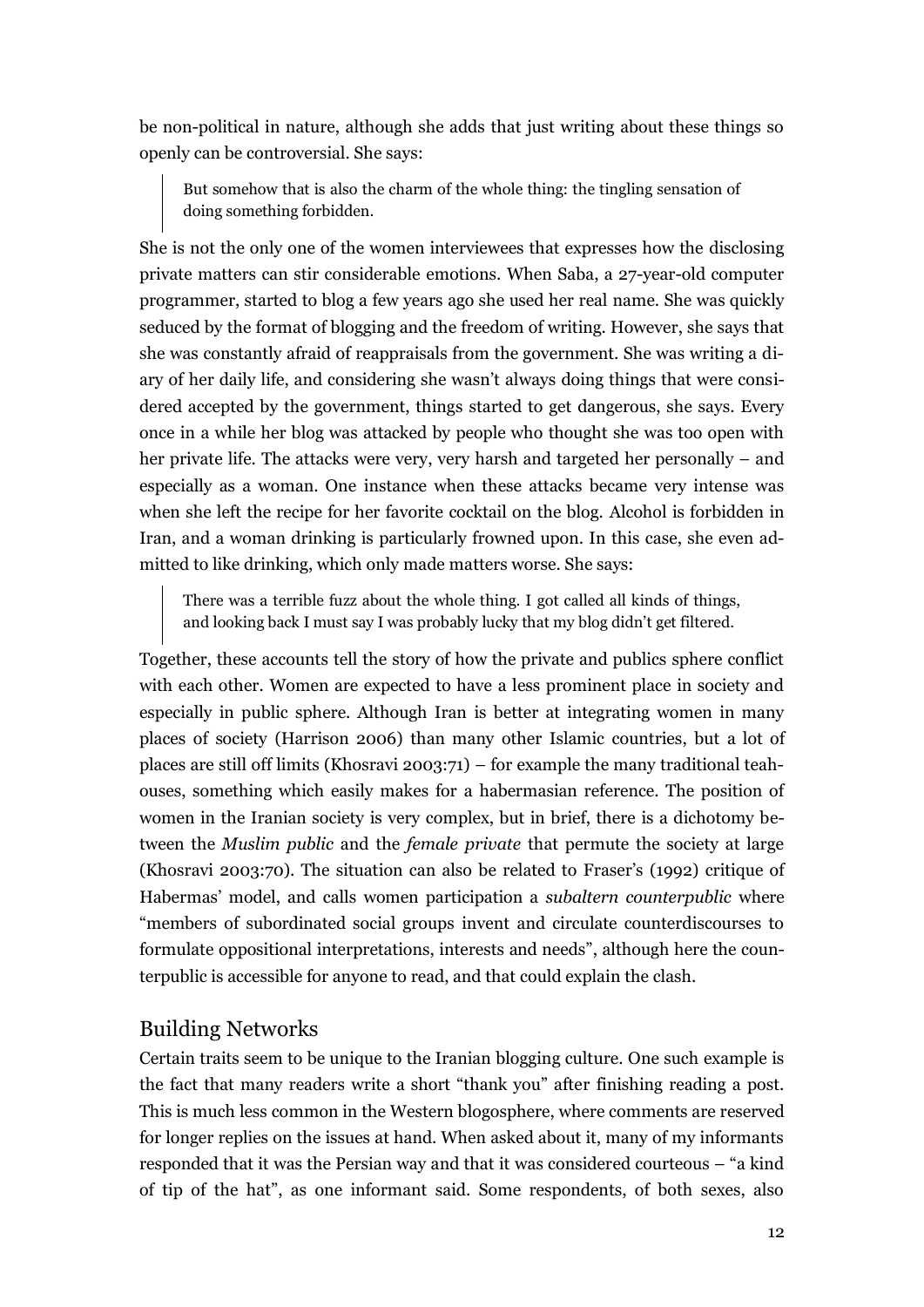be non-political in nature, although she adds that just writing about these things so openly can be controversial. She says:

> But somehow that is also the charm of the whole thing: the tingling sensation of doing something forbidden.

She is not the only one of the women interviewees that expresses how the disclosing private matters can stir considerable emotions. When Saba, a 27-year-old computer programmer, started to blog a few years ago she used her real name. She was quickly seduced by the format of blogging and the freedom of writing. However, she says that she was constantly afraid of reappraisals from the government. She was writing a diary of her daily life, and considering she wasn't always doing things that were considered accepted by the government, things started to get dangerous, she says. Every once in a while her blog was attacked by people who thought she was too open with her private life. The attacks were very, very harsh and targeted her personally – and especially as a woman. One instance when these attacks became very intense was when she left the recipe for her favorite cocktail on the blog. Alcohol is forbidden in Iran, and a woman drinking is particularly frowned upon. In this case, she even admitted to like drinking, which only made matters worse. She says:

> There was a terrible fuzz about the whole thing. I got called all kinds of things, and looking back I must say I was probably lucky that my blog didn't get filtered.

Together, these accounts tell the story of how the private and publics sphere conflict with each other. Women are expected to have a less prominent place in society and especially in public sphere. Although Iran is better at integrating women in many places of society (Harrison 2006) than many other Islamic countries, but a lot of places are still off limits (Khosravi 2003:71) – for example the many traditional teahouses, something which easily makes for a habermasian reference. The position of women in the Iranian society is very complex, but in brief, there is a dichotomy between the *Muslim public* and the *female private* that permute the society at large (Khosravi 2003:70). The situation can also be related to Fraser's (1992) critique of Habermas' model, and calls women participation a *subaltern counterpublic* where "members of subordinated social groups invent and circulate counterdiscourses to formulate oppositional interpretations, interests and needs", although here the counterpublic is accessible for anyone to read, and that could explain the clash.

## Building Networks

Certain traits seem to be unique to the Iranian blogging culture. One such example is the fact that many readers write a short "thank you" after finishing reading a post. This is much less common in the Western blogosphere, where comments are reserved for longer replies on the issues at hand. When asked about it, many of my informants responded that it was the Persian way and that it was considered courteous – "a kind of tip of the hat", as one informant said. Some respondents, of both sexes, also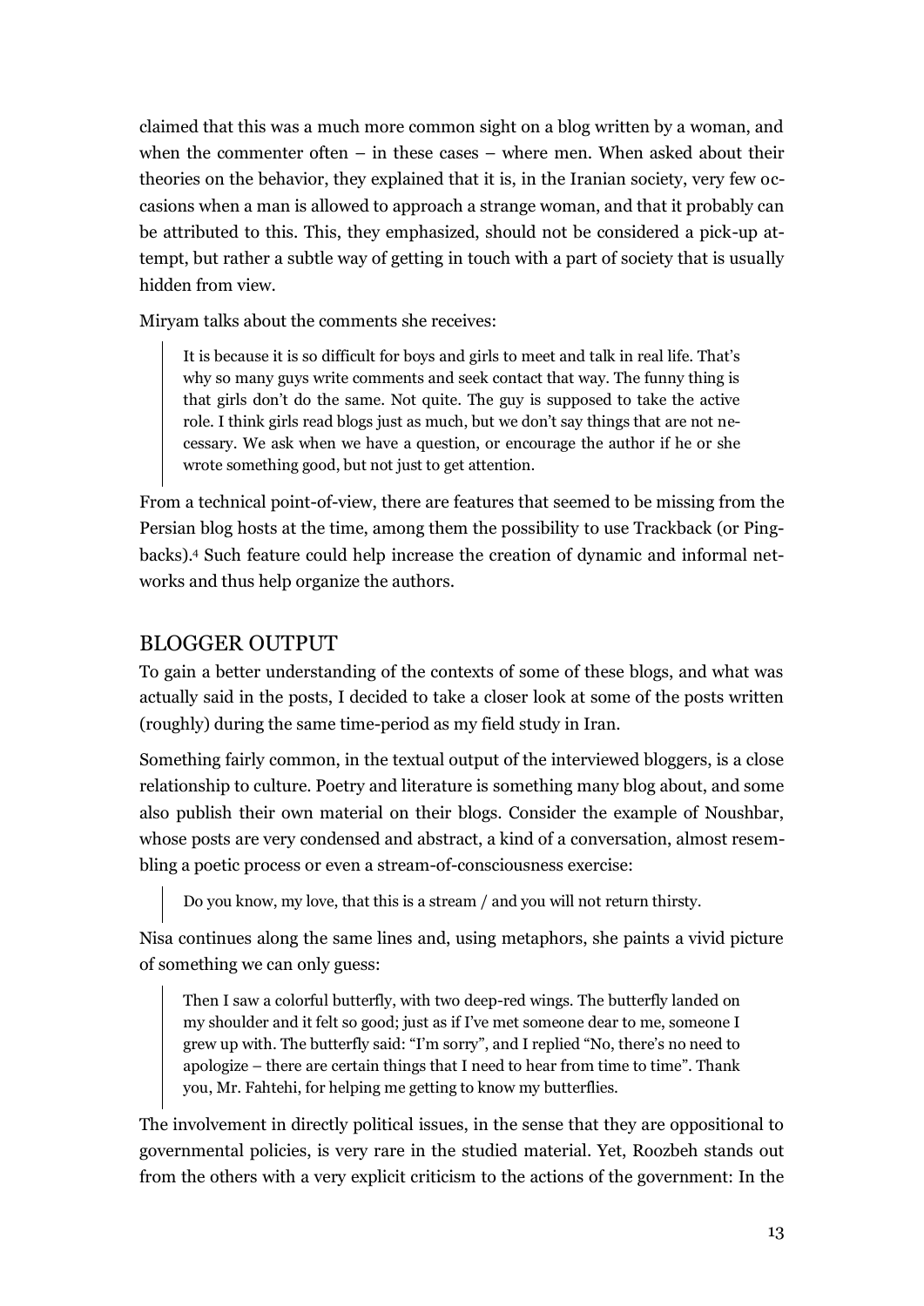claimed that this was a much more common sight on a blog written by a woman, and when the commenter often – in these cases – where men. When asked about their theories on the behavior, they explained that it is, in the Iranian society, very few occasions when a man is allowed to approach a strange woman, and that it probably can be attributed to this. This, they emphasized, should not be considered a pick-up attempt, but rather a subtle way of getting in touch with a part of society that is usually hidden from view.

Miryam talks about the comments she receives:

> It is because it is so difficult for boys and girls to meet and talk in real life. That's why so many guys write comments and seek contact that way. The funny thing is that girls don't do the same. Not quite. The guy is supposed to take the active role. I think girls read blogs just as much, but we don't say things that are not necessary. We ask when we have a question, or encourage the author if he or she wrote something good, but not just to get attention.

From a technical point-of-view, there are features that seemed to be missing from the Persian blog hosts at the time, among them the possibility to use Trackback (or Pingbacks).[4] Such feature could help increase the creation of dynamic and informal networks and thus help organize the authors.

## BLOGGER OUTPUT

To gain a better understanding of the contexts of some of these blogs, and what was actually said in the posts, I decided to take a closer look at some of the posts written (roughly) during the same time-period as my field study in Iran.

Something fairly common, in the textual output of the interviewed bloggers, is a close relationship to culture. Poetry and literature is something many blog about, and some also publish their own material on their blogs. Consider the example of Noushbar, whose posts are very condensed and abstract, a kind of a conversation, almost resembling a poetic process or even a stream-of-consciousness exercise:

> Do you know, my love, that this is a stream / and you will not return thirsty.

Nisa continues along the same lines and, using metaphors, she paints a vivid picture of something we can only guess:

> Then I saw a colorful butterfly, with two deep-red wings. The butterfly landed on my shoulder and it felt so good; just as if I've met someone dear to me, someone I grew up with. The butterfly said: "I'm sorry", and I replied "No, there's no need to apologize – there are certain things that I need to hear from time to time". Thank you, Mr. Fahtehi, for helping me getting to know my butterflies.

The involvement in directly political issues, in the sense that they are oppositional to governmental policies, is very rare in the studied material. Yet, Roozbeh stands out from the others with a very explicit criticism to the actions of the government: In the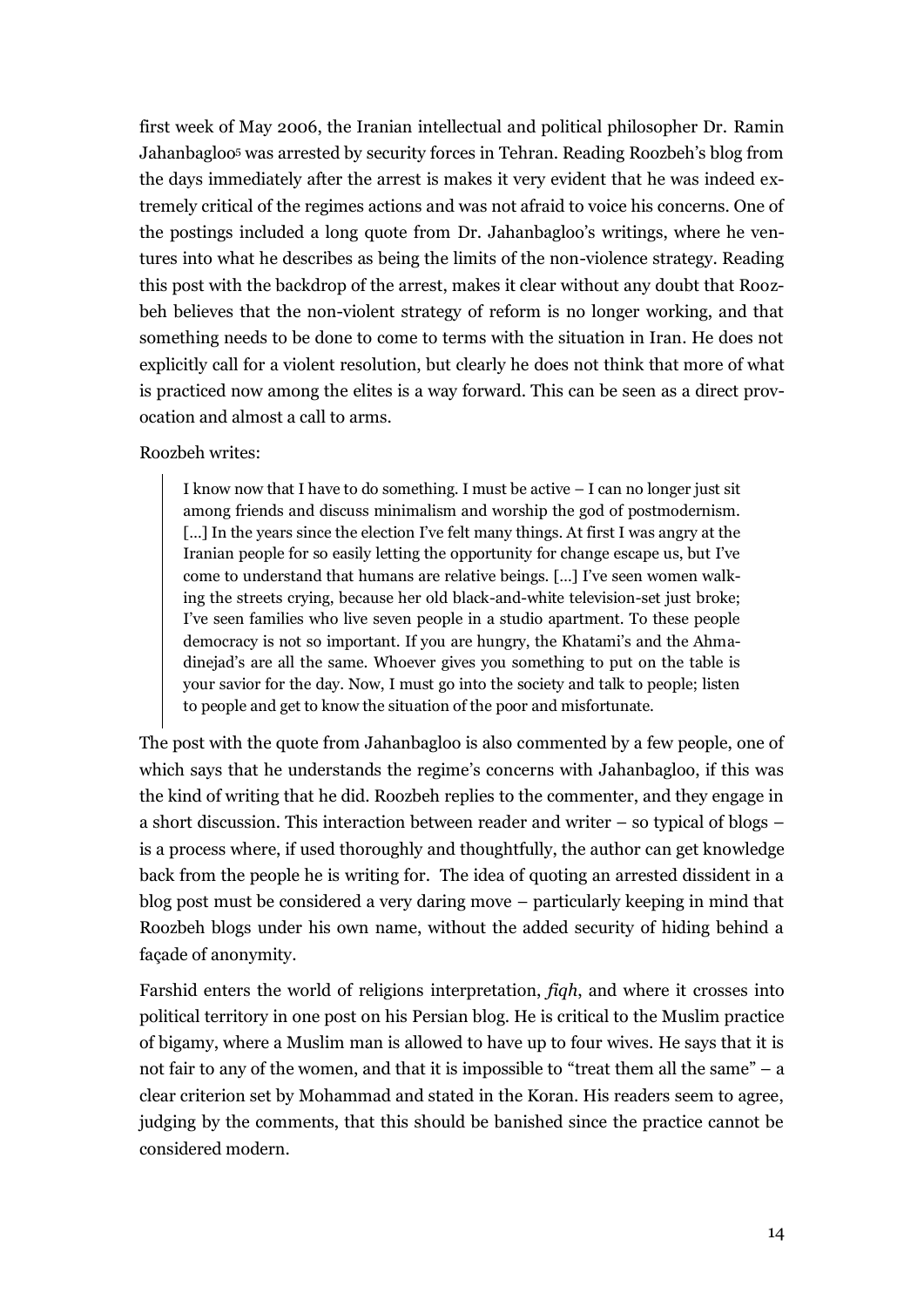first week of May 2006, the Iranian intellectual and political philosopher Dr. Ramin Jahanbagloo[5] was arrested by security forces in Tehran. Reading Roozbeh's blog from the days immediately after the arrest is makes it very evident that he was indeed extremely critical of the regimes actions and was not afraid to voice his concerns. One of the postings included a long quote from Dr. Jahanbagloo's writings, where he ventures into what he describes as being the limits of the non-violence strategy. Reading this post with the backdrop of the arrest, makes it clear without any doubt that Roozbeh believes that the non-violent strategy of reform is no longer working, and that something needs to be done to come to terms with the situation in Iran. He does not explicitly call for a violent resolution, but clearly he does not think that more of what is practiced now among the elites is a way forward. This can be seen as a direct provocation and almost a call to arms.

Roozbeh writes:

> I know now that I have to do something. I must be active – I can no longer just sit among friends and discuss minimalism and worship the god of postmodernism. [...] In the years since the election I've felt many things. At first I was angry at the Iranian people for so easily letting the opportunity for change escape us, but I've come to understand that humans are relative beings. [...] I've seen women walking the streets crying, because her old black-and-white television-set just broke; I've seen families who live seven people in a studio apartment. To these people democracy is not so important. If you are hungry, the Khatami's and the Ahmadinejad's are all the same. Whoever gives you something to put on the table is your savior for the day. Now, I must go into the society and talk to people; listen to people and get to know the situation of the poor and misfortunate.

The post with the quote from Jahanbagloo is also commented by a few people, one of which says that he understands the regime's concerns with Jahanbagloo, if this was the kind of writing that he did. Roozbeh replies to the commenter, and they engage in a short discussion. This interaction between reader and writer – so typical of blogs – is a process where, if used thoroughly and thoughtfully, the author can get knowledge back from the people he is writing for. The idea of quoting an arrested dissident in a blog post must be considered a very daring move – particularly keeping in mind that Roozbeh blogs under his own name, without the added security of hiding behind a façade of anonymity.

Farshid enters the world of religions interpretation, *fiqh*, and where it crosses into political territory in one post on his Persian blog. He is critical to the Muslim practice of bigamy, where a Muslim man is allowed to have up to four wives. He says that it is not fair to any of the women, and that it is impossible to "treat them all the same" – a clear criterion set by Mohammad and stated in the Koran. His readers seem to agree, judging by the comments, that this should be banished since the practice cannot be considered modern.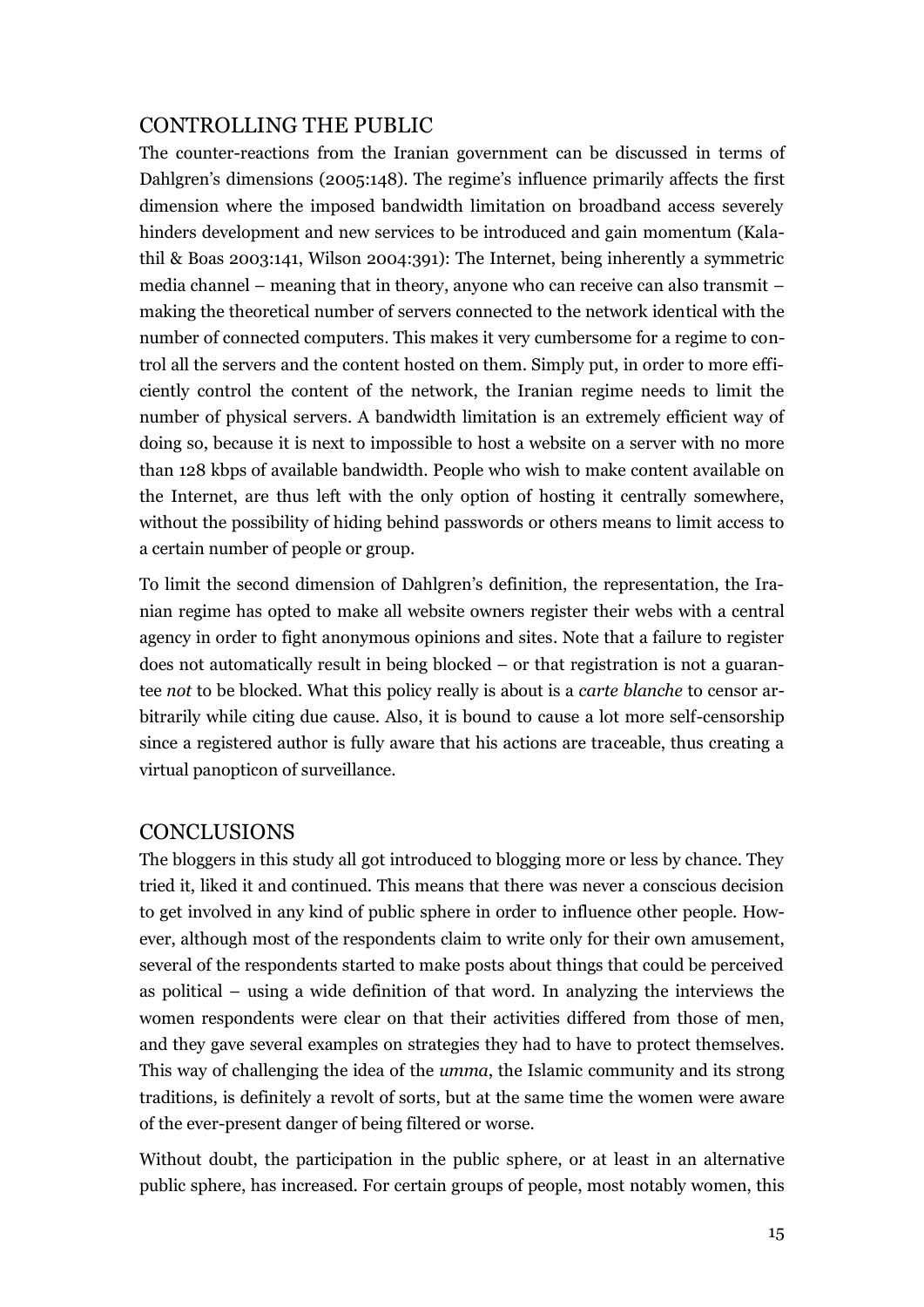## CONTROLLING THE PUBLIC

The counter-reactions from the Iranian government can be discussed in terms of Dahlgren's dimensions (2005:148). The regime's influence primarily affects the first dimension where the imposed bandwidth limitation on broadband access severely hinders development and new services to be introduced and gain momentum (Kalathil & Boas 2003:141, Wilson 2004:391): The Internet, being inherently a symmetric media channel – meaning that in theory, anyone who can receive can also transmit – making the theoretical number of servers connected to the network identical with the number of connected computers. This makes it very cumbersome for a regime to control all the servers and the content hosted on them. Simply put, in order to more efficiently control the content of the network, the Iranian regime needs to limit the number of physical servers. A bandwidth limitation is an extremely efficient way of doing so, because it is next to impossible to host a website on a server with no more than 128 kbps of available bandwidth. People who wish to make content available on the Internet, are thus left with the only option of hosting it centrally somewhere, without the possibility of hiding behind passwords or others means to limit access to a certain number of people or group.

To limit the second dimension of Dahlgren's definition, the representation, the Iranian regime has opted to make all website owners register their webs with a central agency in order to fight anonymous opinions and sites. Note that a failure to register does not automatically result in being blocked – or that registration is not a guarantee *not* to be blocked. What this policy really is about is a *carte blanche* to censor arbitrarily while citing due cause. Also, it is bound to cause a lot more self-censorship since a registered author is fully aware that his actions are traceable, thus creating a virtual panopticon of surveillance.

## CONCLUSIONS

The bloggers in this study all got introduced to blogging more or less by chance. They tried it, liked it and continued. This means that there was never a conscious decision to get involved in any kind of public sphere in order to influence other people. However, although most of the respondents claim to write only for their own amusement, several of the respondents started to make posts about things that could be perceived as political – using a wide definition of that word. In analyzing the interviews the women respondents were clear on that their activities differed from those of men, and they gave several examples on strategies they had to have to protect themselves. This way of challenging the idea of the *umma*, the Islamic community and its strong traditions, is definitely a revolt of sorts, but at the same time the women were aware of the ever-present danger of being filtered or worse.

Without doubt, the participation in the public sphere, or at least in an alternative public sphere, has increased. For certain groups of people, most notably women, this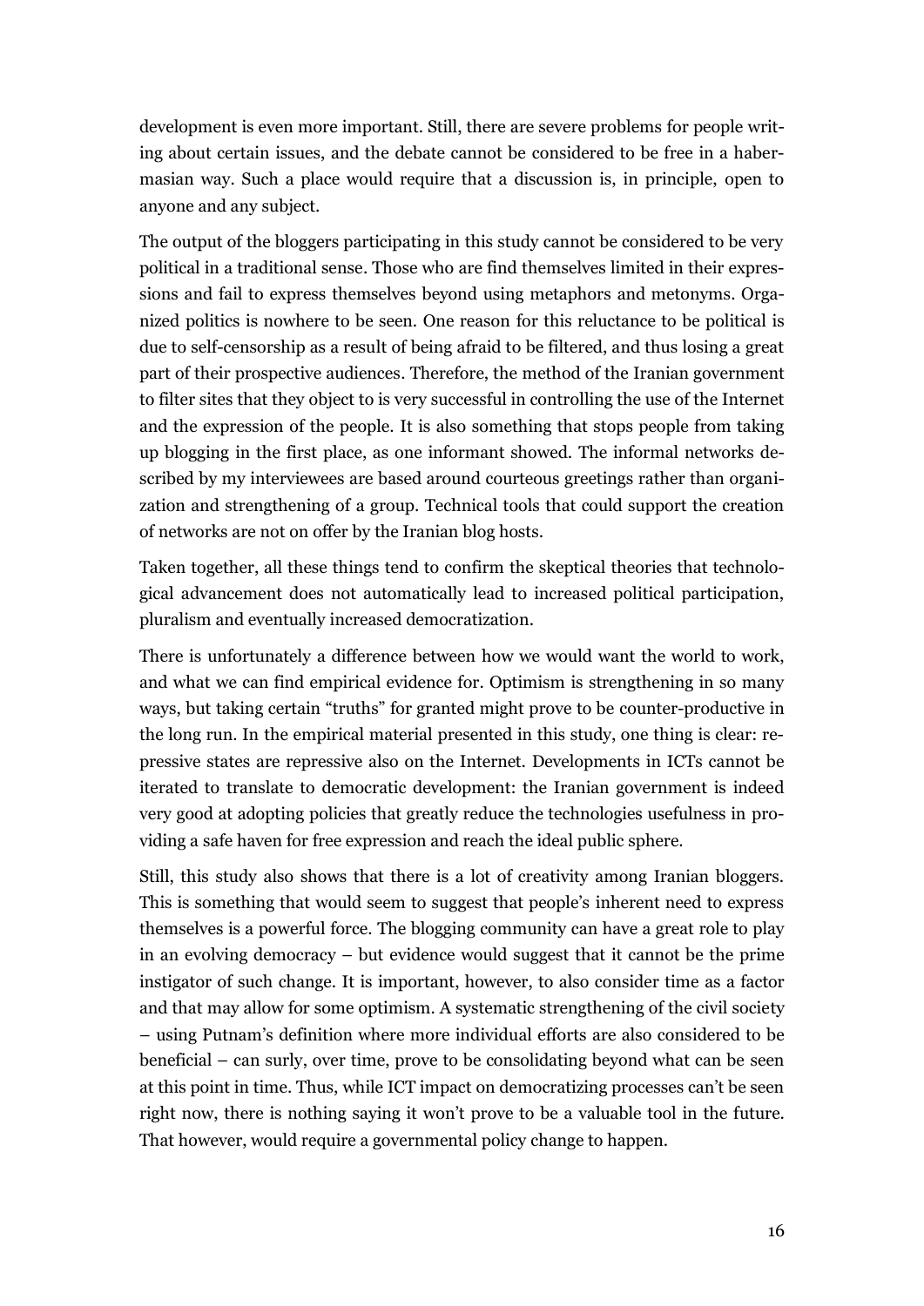development is even more important. Still, there are severe problems for people writing about certain issues, and the debate cannot be considered to be free in a habermasian way. Such a place would require that a discussion is, in principle, open to anyone and any subject.

The output of the bloggers participating in this study cannot be considered to be very political in a traditional sense. Those who are find themselves limited in their expressions and fail to express themselves beyond using metaphors and metonyms. Organized politics is nowhere to be seen. One reason for this reluctance to be political is due to self-censorship as a result of being afraid to be filtered, and thus losing a great part of their prospective audiences. Therefore, the method of the Iranian government to filter sites that they object to is very successful in controlling the use of the Internet and the expression of the people. It is also something that stops people from taking up blogging in the first place, as one informant showed. The informal networks described by my interviewees are based around courteous greetings rather than organization and strengthening of a group. Technical tools that could support the creation of networks are not on offer by the Iranian blog hosts.

Taken together, all these things tend to confirm the skeptical theories that technological advancement does not automatically lead to increased political participation, pluralism and eventually increased democratization.

There is unfortunately a difference between how we would want the world to work, and what we can find empirical evidence for. Optimism is strengthening in so many ways, but taking certain "truths" for granted might prove to be counter-productive in the long run. In the empirical material presented in this study, one thing is clear: repressive states are repressive also on the Internet. Developments in ICTs cannot be iterated to translate to democratic development: the Iranian government is indeed very good at adopting policies that greatly reduce the technologies usefulness in providing a safe haven for free expression and reach the ideal public sphere.

Still, this study also shows that there is a lot of creativity among Iranian bloggers. This is something that would seem to suggest that people's inherent need to express themselves is a powerful force. The blogging community can have a great role to play in an evolving democracy – but evidence would suggest that it cannot be the prime instigator of such change. It is important, however, to also consider time as a factor and that may allow for some optimism. A systematic strengthening of the civil society – using Putnam's definition where more individual efforts are also considered to be beneficial – can surly, over time, prove to be consolidating beyond what can be seen at this point in time. Thus, while ICT impact on democratizing processes can't be seen right now, there is nothing saying it won't prove to be a valuable tool in the future. That however, would require a governmental policy change to happen.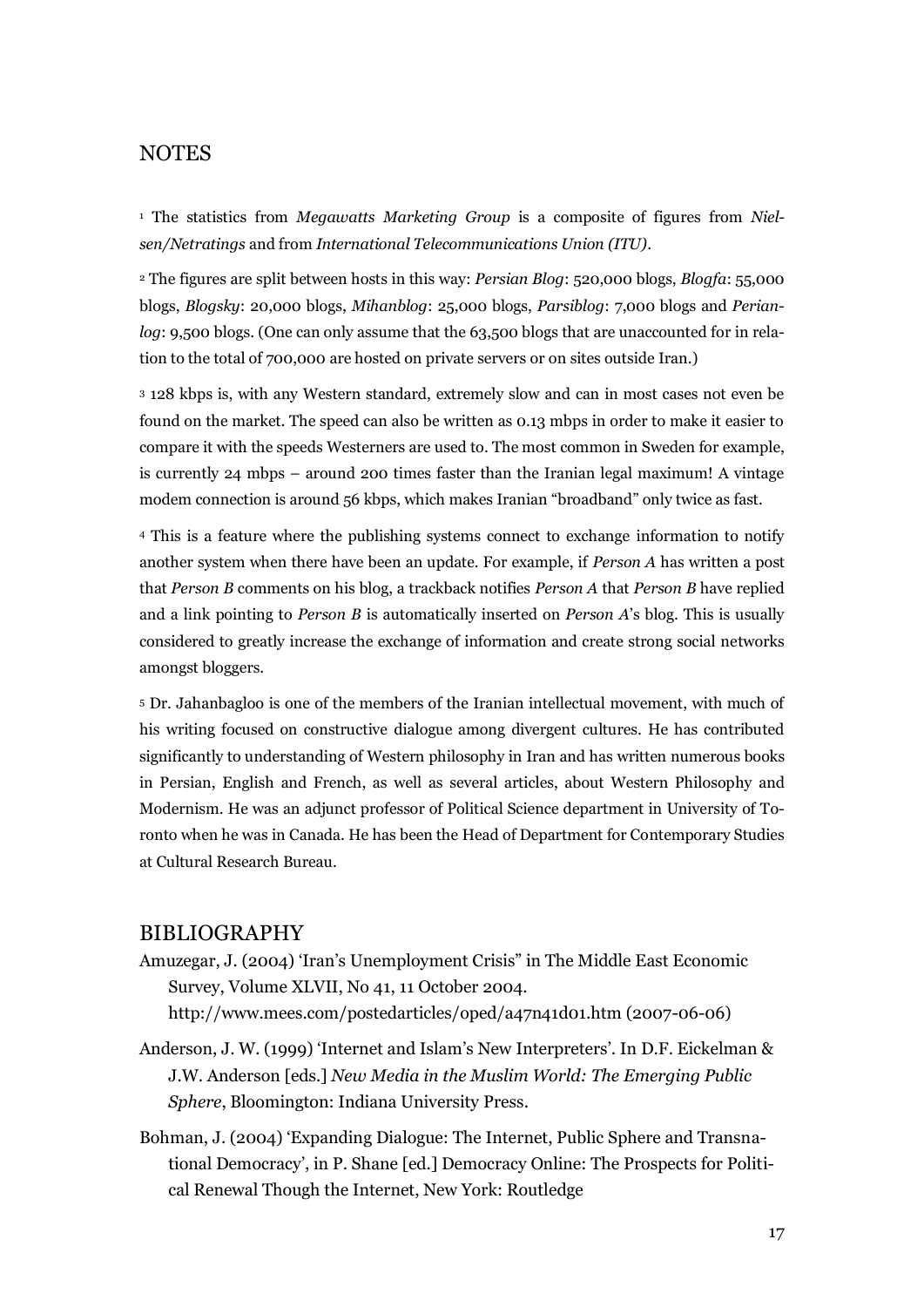## NOTES

[1] The statistics from *Megawatts Marketing Group* is a composite of figures from *Nielsen/Netratings* and from *International Telecommunications Union (ITU)*.

[2] The figures are split between hosts in this way: *Persian Blog*: 520,000 blogs, *Blogfa*: 55,000 blogs, *Blogsky*: 20,000 blogs, *Mihanblog*: 25,000 blogs, *Parsiblog*: 7,000 blogs and *Perianlog*: 9,500 blogs. (One can only assume that the 63,500 blogs that are unaccounted for in relation to the total of 700,000 are hosted on private servers or on sites outside Iran.)

[3] 128 kbps is, with any Western standard, extremely slow and can in most cases not even be found on the market. The speed can also be written as 0.13 mbps in order to make it easier to compare it with the speeds Westerners are used to. The most common in Sweden for example, is currently 24 mbps – around 200 times faster than the Iranian legal maximum! A vintage modem connection is around 56 kbps, which makes Iranian "broadband" only twice as fast.

[4] This is a feature where the publishing systems connect to exchange information to notify another system when there have been an update. For example, if *Person A* has written a post that *Person B* comments on his blog, a trackback notifies *Person A* that *Person B* have replied and a link pointing to *Person B* is automatically inserted on *Person A*'s blog. This is usually considered to greatly increase the exchange of information and create strong social networks amongst bloggers.

[5] Dr. Jahanbagloo is one of the members of the Iranian intellectual movement, with much of his writing focused on constructive dialogue among divergent cultures. He has contributed significantly to understanding of Western philosophy in Iran and has written numerous books in Persian, English and French, as well as several articles, about Western Philosophy and Modernism. He was an adjunct professor of Political Science department in University of Toronto when he was in Canada. He has been the Head of Department for Contemporary Studies at Cultural Research Bureau.

## BIBLIOGRAPHY

Amuzegar, J. (2004) 'Iran's Unemployment Crisis" in The Middle East Economic Survey, Volume XLVII, No 41, 11 October 2004. http://www.mees.com/postedarticles/oped/a47n41d01.htm (2007-06-06)

Anderson, J. W. (1999) 'Internet and Islam's New Interpreters'. In D.F. Eickelman & J.W. Anderson [eds.] *New Media in the Muslim World: The Emerging Public Sphere*, Bloomington: Indiana University Press.

Bohman, J. (2004) 'Expanding Dialogue: The Internet, Public Sphere and Transnational Democracy', in P. Shane [ed.] Democracy Online: The Prospects for Political Renewal Though the Internet, New York: Routledge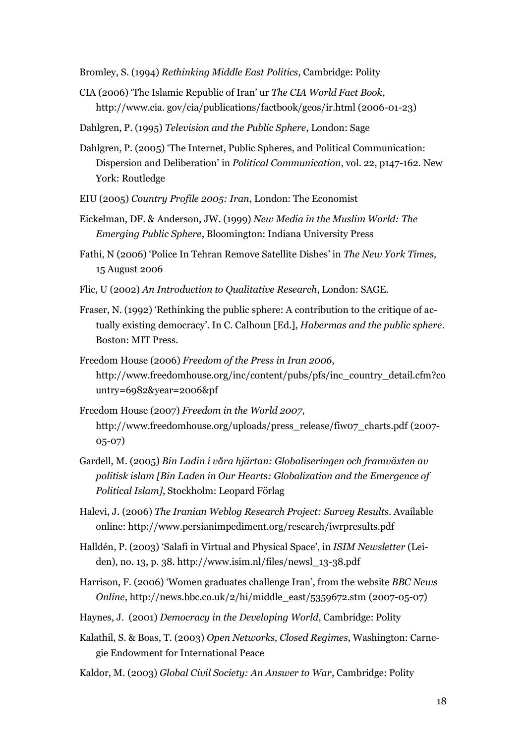Bromley, S. (1994) *Rethinking Middle East Politics*, Cambridge: Polity

CIA (2006) 'The Islamic Republic of Iran' ur *The CIA World Fact Book*, http://www.cia. gov/cia/publications/factbook/geos/ir.html (2006-01-23)

Dahlgren, P. (1995) *Television and the Public Sphere*, London: Sage

Dahlgren, P. (2005) 'The Internet, Public Spheres, and Political Communication: Dispersion and Deliberation' in *Political Communication*, vol. 22, p147-162. New York: Routledge

EIU (2005) *Country Profile 2005: Iran*, London: The Economist

Eickelman, DF. & Anderson, JW. (1999) *New Media in the Muslim World: The Emerging Public Sphere*, Bloomington: Indiana University Press

Fathi, N (2006) 'Police In Tehran Remove Satellite Dishes' in *The New York Times*, 15 August 2006

Flic, U (2002) *An Introduction to Qualitative Research*, London: SAGE.

Fraser, N. (1992) 'Rethinking the public sphere: A contribution to the critique of actually existing democracy'. In C. Calhoun [Ed.], *Habermas and the public sphere*. Boston: MIT Press.

Freedom House (2006) *Freedom of the Press in Iran 2006*, http://www.freedomhouse.org/inc/content/pubs/pfs/inc_country_detail.cfm?country=6982&year=2006&pf

Freedom House (2007) *Freedom in the World 2007*, http://www.freedomhouse.org/uploads/press_release/fiw07_charts.pdf (2007-05-07)

Gardell, M. (2005) *Bin Ladin i våra hjärtan: Globaliseringen och framväxten av politisk islam [Bin Laden in Our Hearts: Globalization and the Emergence of Political Islam]*, Stockholm: Leopard Förlag

Halevi, J. (2006) *The Iranian Weblog Research Project: Survey Results*. Available online: http://www.persianimpediment.org/research/iwrpresults.pdf

Halldén, P. (2003) 'Salafi in Virtual and Physical Space', in *ISIM Newsletter* (Leiden), no. 13, p. 38. http://www.isim.nl/files/newsl_13-38.pdf

Harrison, F. (2006) 'Women graduates challenge Iran', from the website *BBC News Online*, http://news.bbc.co.uk/2/hi/middle_east/5359672.stm (2007-05-07)

Haynes, J. (2001) *Democracy in the Developing World*, Cambridge: Polity

Kalathil, S. & Boas, T. (2003) *Open Networks, Closed Regimes*, Washington: Carnegie Endowment for International Peace

Kaldor, M. (2003) *Global Civil Society: An Answer to War*, Cambridge: Polity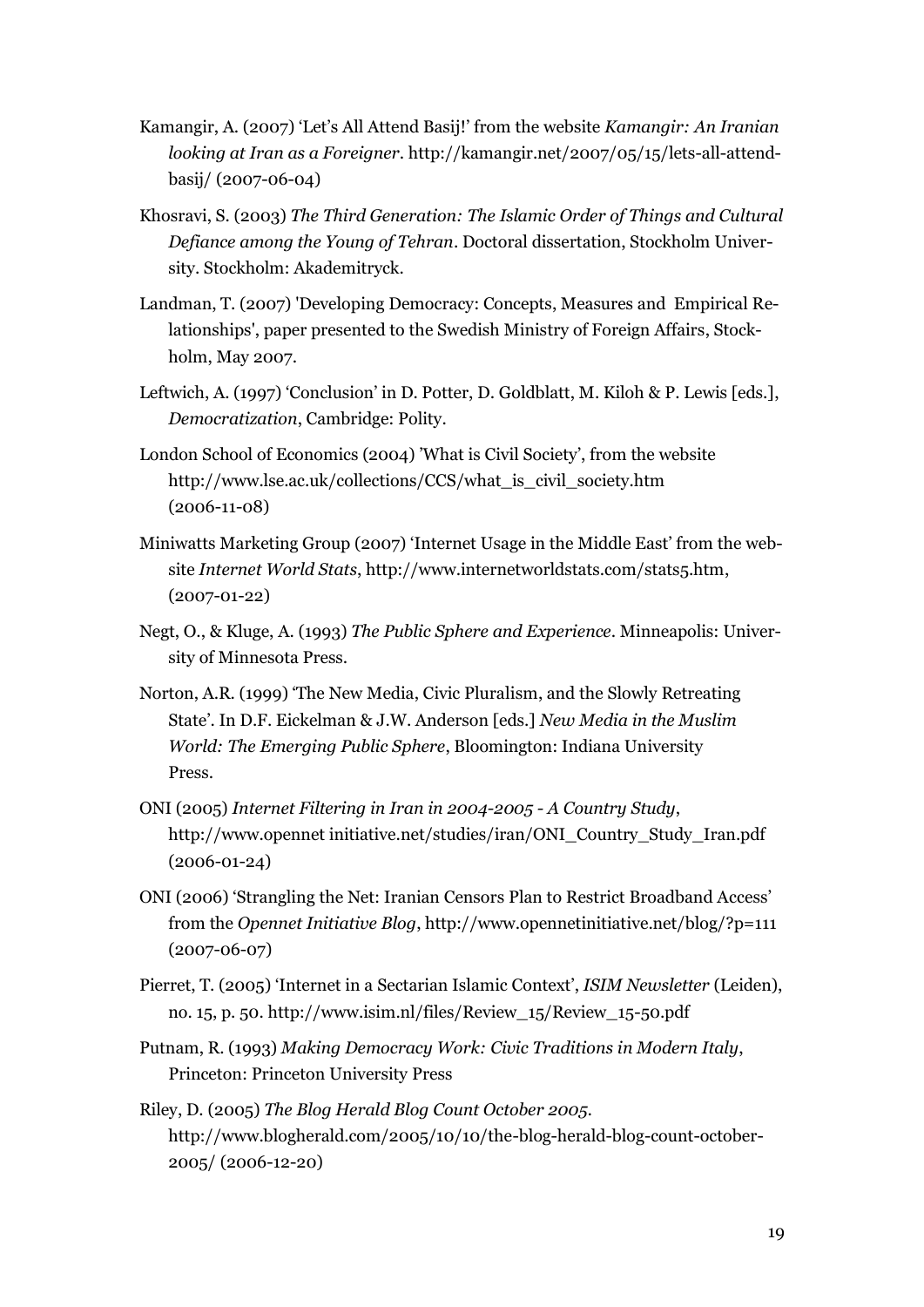Kamangir, A. (2007) 'Let's All Attend Basij!' from the website *Kamangir: An Iranian looking at Iran as a Foreigner*. http://kamangir.net/2007/05/15/lets-all-attend-basij/ (2007-06-04)

Khosravi, S. (2003) *The Third Generation: The Islamic Order of Things and Cultural Defiance among the Young of Tehran*. Doctoral dissertation, Stockholm University. Stockholm: Akademitryck.

Landman, T. (2007) 'Developing Democracy: Concepts, Measures and Empirical Relationships', paper presented to the Swedish Ministry of Foreign Affairs, Stockholm, May 2007.

Leftwich, A. (1997) 'Conclusion' in D. Potter, D. Goldblatt, M. Kiloh & P. Lewis [eds.], *Democratization*, Cambridge: Polity.

London School of Economics (2004) 'What is Civil Society', from the website http://www.lse.ac.uk/collections/CCS/what_is_civil_society.htm (2006-11-08)

Miniwatts Marketing Group (2007) 'Internet Usage in the Middle East' from the website *Internet World Stats*, http://www.internetworldstats.com/stats5.htm, (2007-01-22)

Negt, O., & Kluge, A. (1993) *The Public Sphere and Experience*. Minneapolis: University of Minnesota Press.

Norton, A.R. (1999) 'The New Media, Civic Pluralism, and the Slowly Retreating State'. In D.F. Eickelman & J.W. Anderson [eds.] *New Media in the Muslim World: The Emerging Public Sphere*, Bloomington: Indiana University Press.

ONI (2005) *Internet Filtering in Iran in 2004-2005 - A Country Study*, http://www.opennet initiative.net/studies/iran/ONI_Country_Study_Iran.pdf (2006-01-24)

ONI (2006) 'Strangling the Net: Iranian Censors Plan to Restrict Broadband Access' from the *Opennet Initiative Blog*, http://www.opennetinitiative.net/blog/?p=111 (2007-06-07)

Pierret, T. (2005) 'Internet in a Sectarian Islamic Context', *ISIM Newsletter* (Leiden), no. 15, p. 50. http://www.isim.nl/files/Review_15/Review_15-50.pdf

Putnam, R. (1993) *Making Democracy Work: Civic Traditions in Modern Italy*, Princeton: Princeton University Press

Riley, D. (2005) *The Blog Herald Blog Count October 2005*. http://www.blogherald.com/2005/10/10/the-blog-herald-blog-count-october-2005/ (2006-12-20)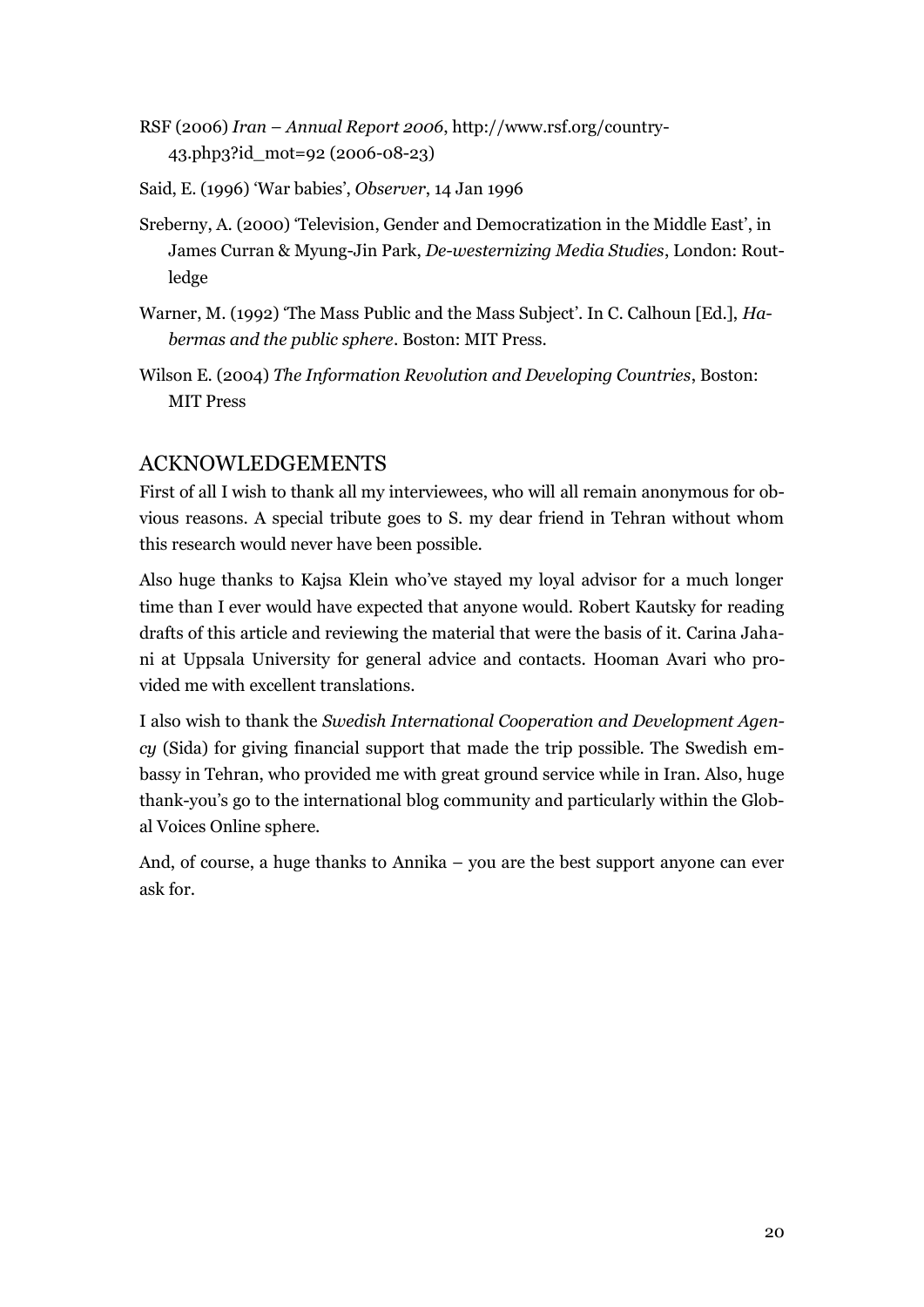RSF (2006) *Iran – Annual Report 2006*, http://www.rsf.org/country-43.php3?id_mot=92 (2006-08-23)

Said, E. (1996) 'War babies', *Observer*, 14 Jan 1996

Sreberny, A. (2000) 'Television, Gender and Democratization in the Middle East', in James Curran & Myung-Jin Park, *De-westernizing Media Studies*, London: Routledge

Warner, M. (1992) 'The Mass Public and the Mass Subject'. In C. Calhoun [Ed.], *Habermas and the public sphere*. Boston: MIT Press.

Wilson E. (2004) *The Information Revolution and Developing Countries*, Boston: MIT Press

## ACKNOWLEDGEMENTS

First of all I wish to thank all my interviewees, who will all remain anonymous for obvious reasons. A special tribute goes to S. my dear friend in Tehran without whom this research would never have been possible.

Also huge thanks to Kajsa Klein who've stayed my loyal advisor for a much longer time than I ever would have expected that anyone would. Robert Kautsky for reading drafts of this article and reviewing the material that were the basis of it. Carina Jahani at Uppsala University for general advice and contacts. Hooman Avari who provided me with excellent translations.

I also wish to thank the *Swedish International Cooperation and Development Agency* (Sida) for giving financial support that made the trip possible. The Swedish embassy in Tehran, who provided me with great ground service while in Iran. Also, huge thank-you's go to the international blog community and particularly within the Global Voices Online sphere.

And, of course, a huge thanks to Annika – you are the best support anyone can ever ask for.